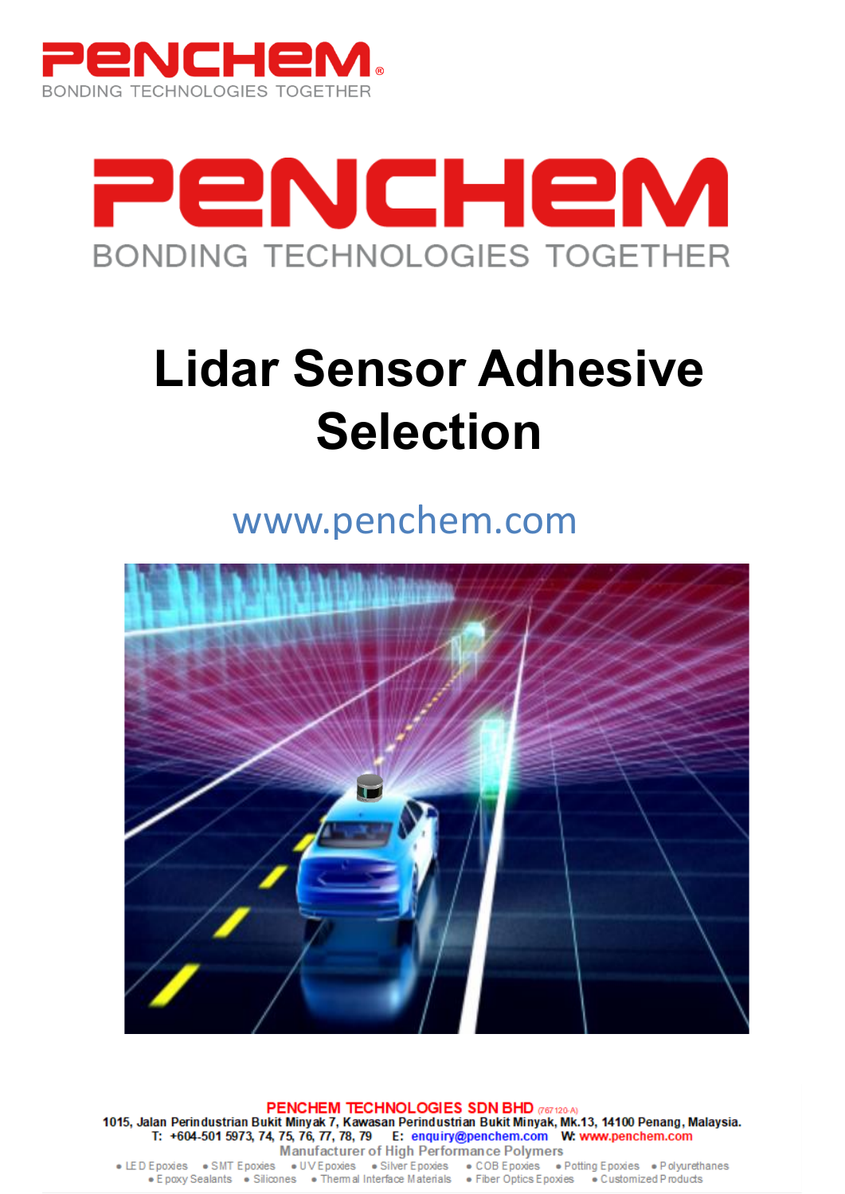# PENCHEM

BONDING TECHNOLOGIES TOGETHER

# Lidar Sensor Adhesive Selection

www.penchem.com

**PENCHEM TECHNOLOGIES SDN BHD** (767120-A)

**1015, Jalan Perindustrian Bukit Minyak 7, Kawasan Perindustrian Bukit Minyak, Mk.13, 14100 Penang, Malaysia.**

**T: +604-501 5973, 74, 75, 76, 77, 78, 79 E: enquiry@penchem.com W: www.penchem.com**

Manufacturer of High Performance Polymers

- LED Epoxies
- SMT Epoxies
- UV Epoxies
- Silver Epoxies
- COB Epoxies
- Potting Epoxies
- Polyurethanes
- Epoxy Sealants
- Silicones
- Thermal Interface Materials
- Fiber Optics Epoxies
- Customized Products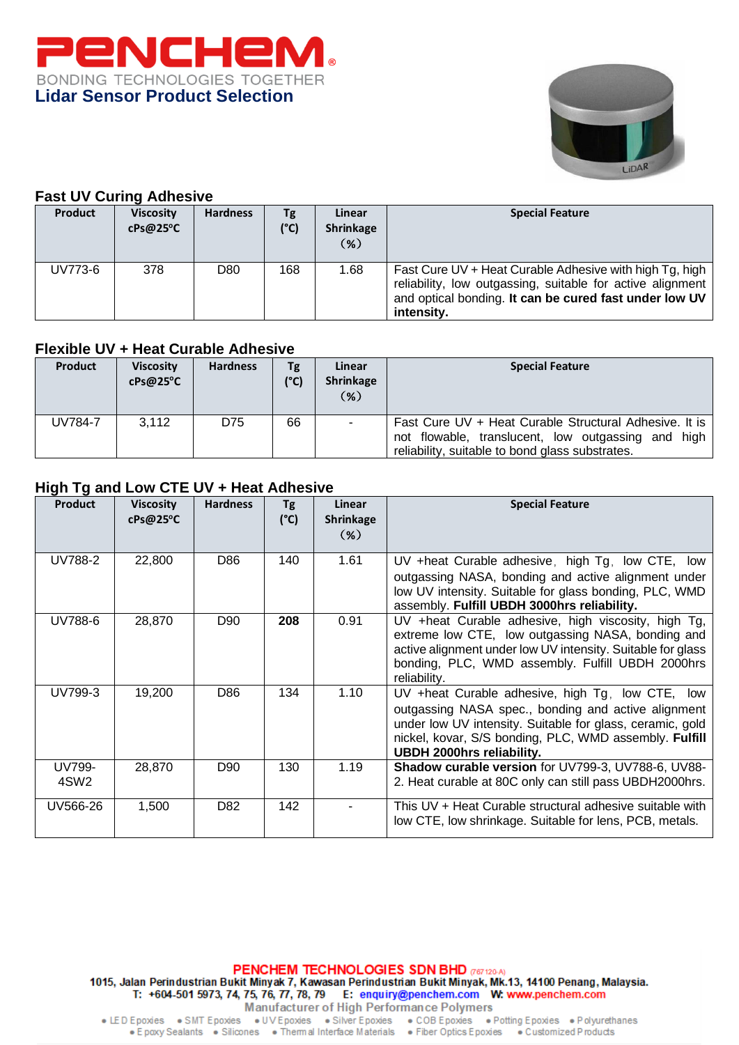**PENCHEM®**
BONDING TECHNOLOGIES TOGETHER

# Lidar Sensor Product Selection

## Fast UV Curing Adhesive

| Product | Viscosity cPs@25°C | Hardness | Tg (°C) | Linear Shrinkage (%) | Special Feature |
|---|---|---|---|---|---|
| UV773-6 | 378 | D80 | 168 | 1.68 | Fast Cure UV + Heat Curable Adhesive with high Tg, high reliability, low outgassing, suitable for active alignment and optical bonding. **It can be cured fast under low UV intensity.** |

## Flexible UV + Heat Curable Adhesive

| Product | Viscosity cPs@25°C | Hardness | Tg (°C) | Linear Shrinkage (%) | Special Feature |
|---|---|---|---|---|---|
| UV784-7 | 3,112 | D75 | 66 | - | Fast Cure UV + Heat Curable Structural Adhesive. It is not flowable, translucent, low outgassing and high reliability, suitable to bond glass substrates. |

## High Tg and Low CTE UV + Heat Adhesive

| Product | Viscosity cPs@25°C | Hardness | Tg (°C) | Linear Shrinkage (%) | Special Feature |
|---|---|---|---|---|---|
| UV788-2 | 22,800 | D86 | 140 | 1.61 | UV +heat Curable adhesive, high Tg, low CTE, low outgassing NASA, bonding and active alignment under low UV intensity. Suitable for glass bonding, PLC, WMD assembly. **Fulfill UBDH 3000hrs reliability.** |
| UV788-6 | 28,870 | D90 | **208** | 0.91 | UV +heat Curable adhesive, high viscosity, high Tg, extreme low CTE, low outgassing NASA, bonding and active alignment under low UV intensity. Suitable for glass bonding, PLC, WMD assembly. Fulfill UBDH 2000hrs reliability. |
| UV799-3 | 19,200 | D86 | 134 | 1.10 | UV +heat Curable adhesive, high Tg, low CTE, low outgassing NASA spec., bonding and active alignment under low UV intensity. Suitable for glass, ceramic, gold nickel, kovar, S/S bonding, PLC, WMD assembly. **Fulfill UBDH 2000hrs reliability.** |
| UV799-4SW2 | 28,870 | D90 | 130 | 1.19 | **Shadow curable version** for UV799-3, UV788-6, UV88-2. Heat curable at 80C only can still pass UBDH2000hrs. |
| UV566-26 | 1,500 | D82 | 142 | - | This UV + Heat Curable structural adhesive suitable with low CTE, low shrinkage. Suitable for lens, PCB, metals. |

**PENCHEM TECHNOLOGIES SDN BHD** (767120-A)
1015, Jalan Perindustrian Bukit Minyak 7, Kawasan Perindustrian Bukit Minyak, Mk.13, 14100 Penang, Malaysia.
T: +604-501 5973, 74, 75, 76, 77, 78, 79 E: enquiry@penchem.com W: www.penchem.com
Manufacturer of High Performance Polymers
• LED Epoxies • SMT Epoxies • UV Epoxies • Silver Epoxies • COB Epoxies • Potting Epoxies • Polyurethanes
• Epoxy Sealants • Silicones • Thermal Interface Materials • Fiber Optics Epoxies • Customized Products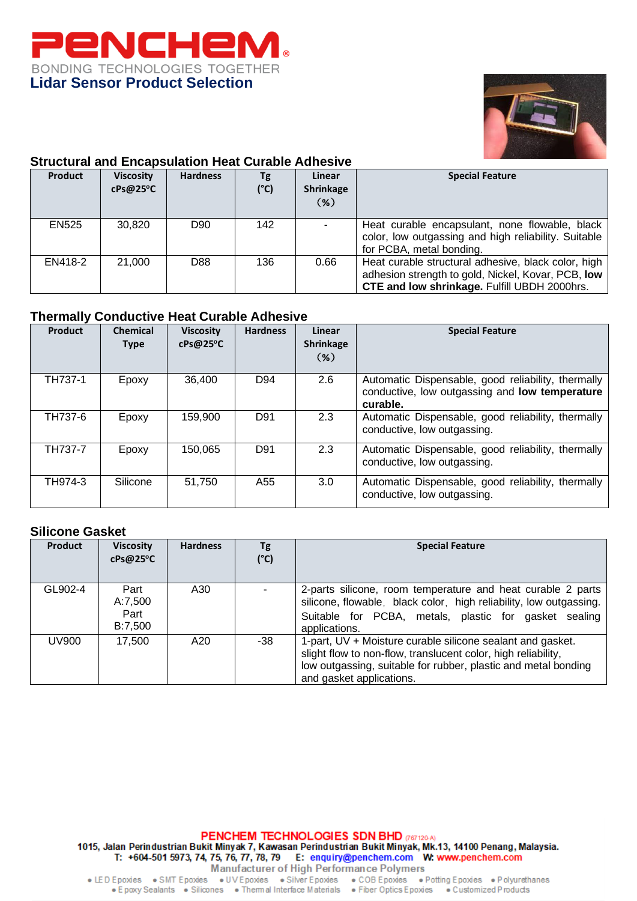# PENCHEM

BONDING TECHNOLOGIES TOGETHER

## Lidar Sensor Product Selection

### Structural and Encapsulation Heat Curable Adhesive

| Product | Viscosity cPs@25°C | Hardness | Tg (°C) | Linear Shrinkage (%) | Special Feature |
|---|---|---|---|---|---|
| EN525 | 30,820 | D90 | 142 | - | Heat curable encapsulant, none flowable, black color, low outgassing and high reliability. Suitable for PCBA, metal bonding. |
| EN418-2 | 21,000 | D88 | 136 | 0.66 | Heat curable structural adhesive, black color, high adhesion strength to gold, Nickel, Kovar, PCB, **low CTE and low shrinkage.** Fulfill UBDH 2000hrs. |

### Thermally Conductive Heat Curable Adhesive

| Product | Chemical Type | Viscosity cPs@25°C | Hardness | Linear Shrinkage (%) | Special Feature |
|---|---|---|---|---|---|
| TH737-1 | Epoxy | 36,400 | D94 | 2.6 | Automatic Dispensable, good reliability, thermally conductive, low outgassing and **low temperature curable.** |
| TH737-6 | Epoxy | 159,900 | D91 | 2.3 | Automatic Dispensable, good reliability, thermally conductive, low outgassing. |
| TH737-7 | Epoxy | 150,065 | D91 | 2.3 | Automatic Dispensable, good reliability, thermally conductive, low outgassing. |
| TH974-3 | Silicone | 51,750 | A55 | 3.0 | Automatic Dispensable, good reliability, thermally conductive, low outgassing. |

### Silicone Gasket

| Product | Viscosity cPs@25°C | Hardness | Tg (°C) | Special Feature |
|---|---|---|---|---|
| GL902-4 | Part A:7,500 Part B:7,500 | A30 | - | 2-parts silicone, room temperature and heat curable 2 parts silicone, flowable, black color, high reliability, low outgassing. Suitable for PCBA, metals, plastic for gasket sealing applications. |
| UV900 | 17,500 | A20 | -38 | 1-part, UV + Moisture curable silicone sealant and gasket. slight flow to non-flow, translucent color, high reliability, low outgassing, suitable for rubber, plastic and metal bonding and gasket applications. |

**PENCHEM TECHNOLOGIES SDN BHD** (767120-A)

1015, Jalan Perindustrian Bukit Minyak 7, Kawasan Perindustrian Bukit Minyak, Mk.13, 14100 Penang, Malaysia.

T: +604-501 5973, 74, 75, 76, 77, 78, 79 E: enquiry@penchem.com W: www.penchem.com

Manufacturer of High Performance Polymers

• LED Epoxies • SMT Epoxies • UV Epoxies • Silver Epoxies • COB Epoxies • Potting Epoxies • Polyurethanes • Epoxy Sealants • Silicones • Thermal Interface Materials • Fiber Optics Epoxies • Customized Products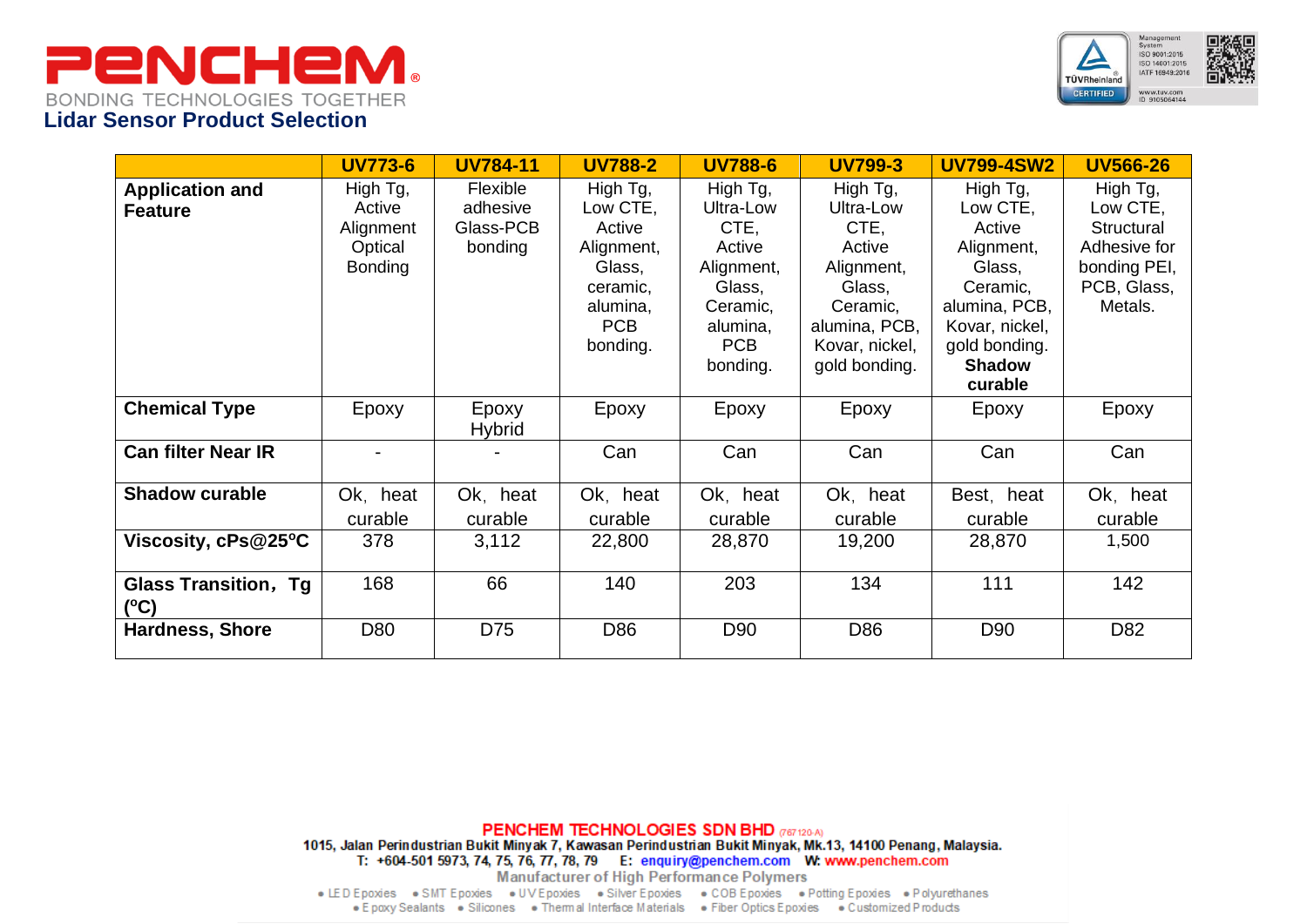# PENCHEM®

BONDING TECHNOLOGIES TOGETHER

## Lidar Sensor Product Selection

| | UV773-6 | UV784-11 | UV788-2 | UV788-6 | UV799-3 | UV799-4SW2 | UV566-26 |
|---|---|---|---|---|---|---|---|
| **Application and Feature** | High Tg, Active Alignment Optical Bonding | Flexible adhesive Glass-PCB bonding | High Tg, Low CTE, Active Alignment, Glass, ceramic, alumina, PCB bonding. | High Tg, Ultra-Low CTE, Active Alignment, Glass, Ceramic, alumina, PCB bonding. | High Tg, Ultra-Low CTE, Active Alignment, Glass, Ceramic, alumina, PCB, Kovar, nickel, gold bonding. | High Tg, Low CTE, Active Alignment, Glass, Ceramic, alumina, PCB, Kovar, nickel, gold bonding. **Shadow curable** | High Tg, Low CTE, Structural Adhesive for bonding PEI, PCB, Glass, Metals. |
| **Chemical Type** | Epoxy | Epoxy Hybrid | Epoxy | Epoxy | Epoxy | Epoxy | Epoxy |
| **Can filter Near IR** | - | - | Can | Can | Can | Can | Can |
| **Shadow curable** | Ok, heat curable | Ok, heat curable | Ok, heat curable | Ok, heat curable | Ok, heat curable | Best, heat curable | Ok, heat curable |
| **Viscosity, cPs@25°C** | 378 | 3,112 | 22,800 | 28,870 | 19,200 | 28,870 | 1,500 |
| **Glass Transition, Tg (°C)** | 168 | 66 | 140 | 203 | 134 | 111 | 142 |
| **Hardness, Shore** | D80 | D75 | D86 | D90 | D86 | D90 | D82 |

**PENCHEM TECHNOLOGIES SDN BHD** (767120-A)

1015, Jalan Perindustrian Bukit Minyak 7, Kawasan Perindustrian Bukit Minyak, Mk.13, 14100 Penang, Malaysia.

T: +604-501 5973, 74, 75, 76, 77, 78, 79 E: enquiry@penchem.com W: www.penchem.com

Manufacturer of High Performance Polymers

• LED Epoxies • SMT Epoxies • UV Epoxies • Silver Epoxies • COB Epoxies • Potting Epoxies • Polyurethanes
• Epoxy Sealants • Silicones • Thermal Interface Materials • Fiber Optics Epoxies • Customized Products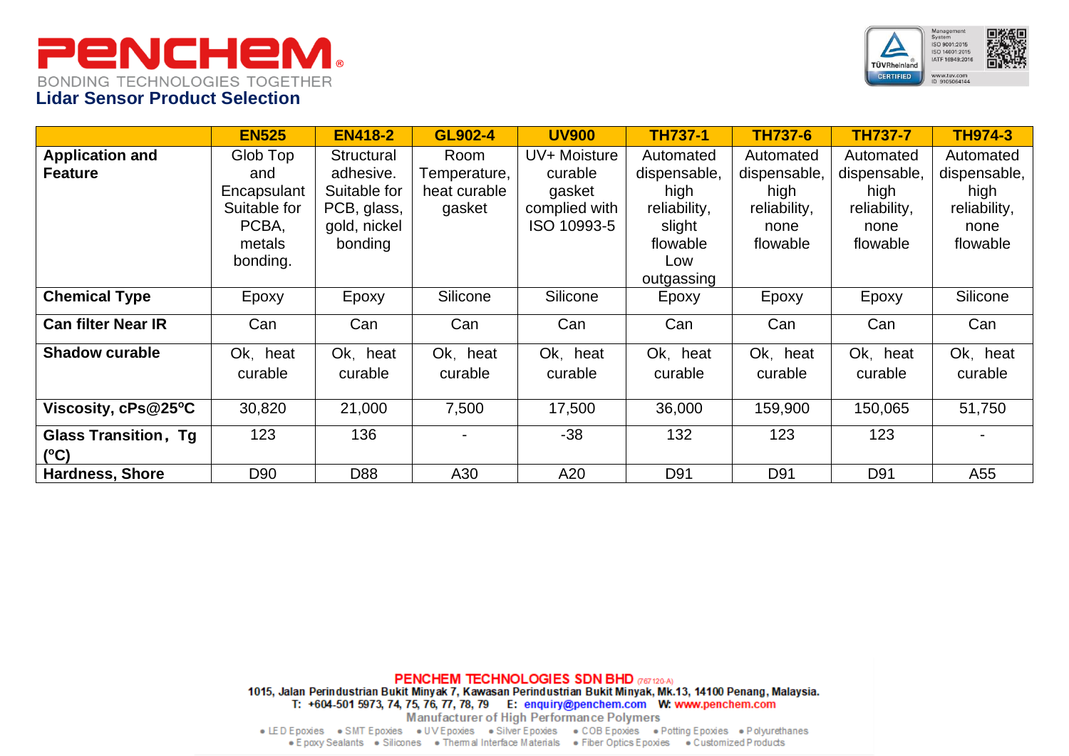# PENCHEM

BONDING TECHNOLOGIES TOGETHER

## Lidar Sensor Product Selection

| | EN525 | EN418-2 | GL902-4 | UV900 | TH737-1 | TH737-6 | TH737-7 | TH974-3 |
|---|---|---|---|---|---|---|---|---|
| **Application and Feature** | Glob Top and Encapsulant Suitable for PCBA, metals bonding. | Structural adhesive. Suitable for PCB, glass, gold, nickel bonding | Room Temperature, heat curable gasket | UV+ Moisture curable gasket complied with ISO 10993-5 | Automated dispensable, high reliability, slight flowable Low outgassing | Automated dispensable, high reliability, none flowable | Automated dispensable, high reliability, none flowable | Automated dispensable, high reliability, none flowable |
| **Chemical Type** | Epoxy | Epoxy | Silicone | Silicone | Epoxy | Epoxy | Epoxy | Silicone |
| **Can filter Near IR** | Can | Can | Can | Can | Can | Can | Can | Can |
| **Shadow curable** | Ok, heat curable | Ok, heat curable | Ok, heat curable | Ok, heat curable | Ok, heat curable | Ok, heat curable | Ok, heat curable | Ok, heat curable |
| **Viscosity, cPs@25°C** | 30,820 | 21,000 | 7,500 | 17,500 | 36,000 | 159,900 | 150,065 | 51,750 |
| **Glass Transition, Tg (°C)** | 123 | 136 | - | -38 | 132 | 123 | 123 | - |
| **Hardness, Shore** | D90 | D88 | A30 | A20 | D91 | D91 | D91 | A55 |

**PENCHEM TECHNOLOGIES SDN BHD** (767120-A)

1015, Jalan Perindustrian Bukit Minyak 7, Kawasan Perindustrian Bukit Minyak, Mk.13, 14100 Penang, Malaysia.

T: +604-501 5973, 74, 75, 76, 77, 78, 79 E: enquiry@penchem.com W: www.penchem.com

Manufacturer of High Performance Polymers

• LED Epoxies • SMT Epoxies • UV Epoxies • Silver Epoxies • COB Epoxies • Potting Epoxies • Polyurethanes
• Epoxy Sealants • Silicones • Thermal Interface Materials • Fiber Optics Epoxies • Customized Products